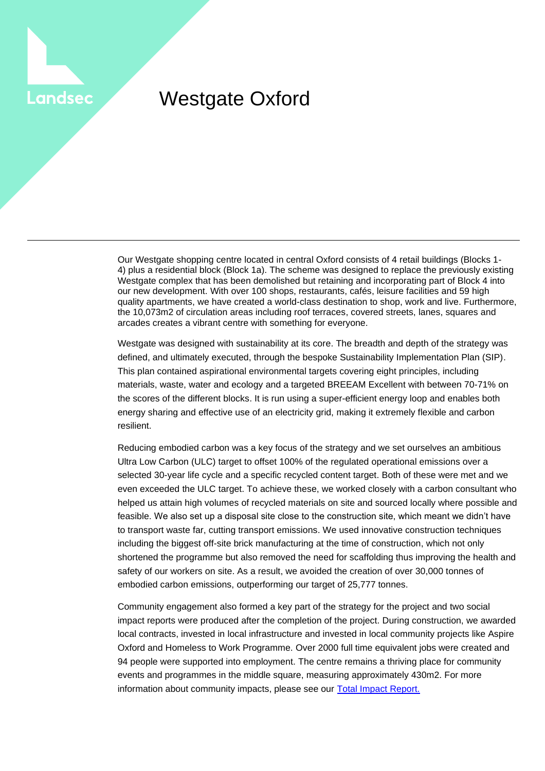# Westgate Oxford

Our Westgate shopping centre located in central Oxford consists of 4 retail buildings (Blocks 1-4) plus a residential block (Block 1a). The scheme was designed to replace the previously existing Westgate complex that has been demolished but retaining and incorporating part of Block 4 into our new development. With over 100 shops, restaurants, cafés, leisure facilities and 59 high quality apartments, we have created a world-class destination to shop, work and live. Furthermore, the 10,073m2 of circulation areas including roof terraces, covered streets, lanes, squares and arcades creates a vibrant centre with something for everyone.

Westgate was designed with sustainability at its core. The breadth and depth of the strategy was defined, and ultimately executed, through the bespoke Sustainability Implementation Plan (SIP). This plan contained aspirational environmental targets covering eight principles, including materials, waste, water and ecology and a targeted BREEAM Excellent with between 70-71% on the scores of the different blocks. It is run using a super-efficient energy loop and enables both energy sharing and effective use of an electricity grid, making it extremely flexible and carbon resilient.

Reducing embodied carbon was a key focus of the strategy and we set ourselves an ambitious Ultra Low Carbon (ULC) target to offset 100% of the regulated operational emissions over a selected 30-year life cycle and a specific recycled content target. Both of these were met and we even exceeded the ULC target. To achieve these, we worked closely with a carbon consultant who helped us attain high volumes of recycled materials on site and sourced locally where possible and feasible. We also set up a disposal site close to the construction site, which meant we didn't have to transport waste far, cutting transport emissions. We used innovative construction techniques including the biggest off-site brick manufacturing at the time of construction, which not only shortened the programme but also removed the need for scaffolding thus improving the health and safety of our workers on site. As a result, we avoided the creation of over 30,000 tonnes of embodied carbon emissions, outperforming our target of 25,777 tonnes.

Community engagement also formed a key part of the strategy for the project and two social impact reports were produced after the completion of the project. During construction, we awarded local contracts, invested in local infrastructure and invested in local community projects like Aspire Oxford and Homeless to Work Programme. Over 2000 full time equivalent jobs were created and 94 people were supported into employment. The centre remains a thriving place for community events and programmes in the middle square, measuring approximately 430m2. For more information about community impacts, please see our Total Impact Report.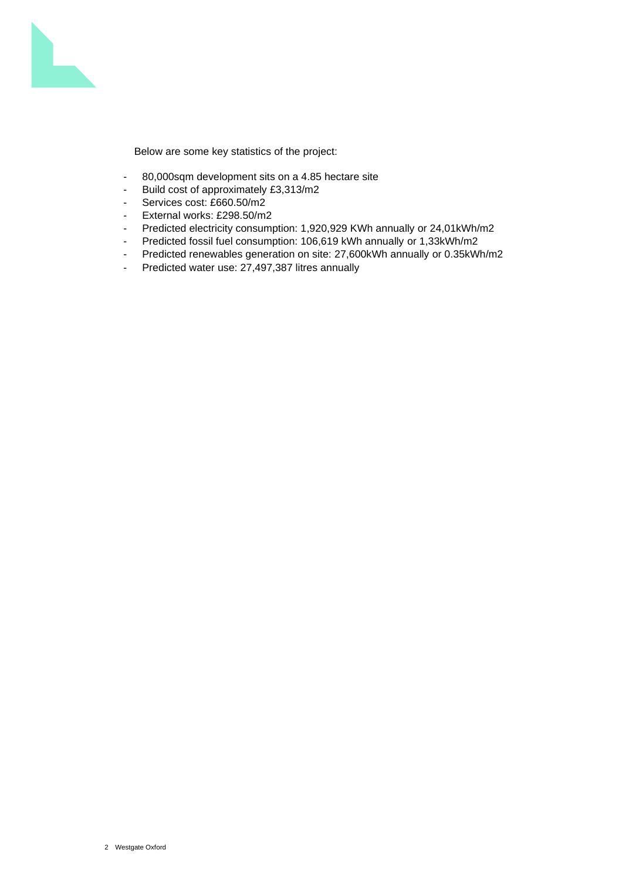Below are some key statistics of the project:

- 80,000sqm development sits on a 4.85 hectare site
- Build cost of approximately £3,313/m2
- Services cost: £660.50/m2
- External works: £298.50/m2
- Predicted electricity consumption: 1,920,929 KWh annually or 24,01kWh/m2
- Predicted fossil fuel consumption: 106,619 kWh annually or 1,33kWh/m2
- Predicted renewables generation on site: 27,600kWh annually or 0.35kWh/m2
- Predicted water use: 27,497,387 litres annually